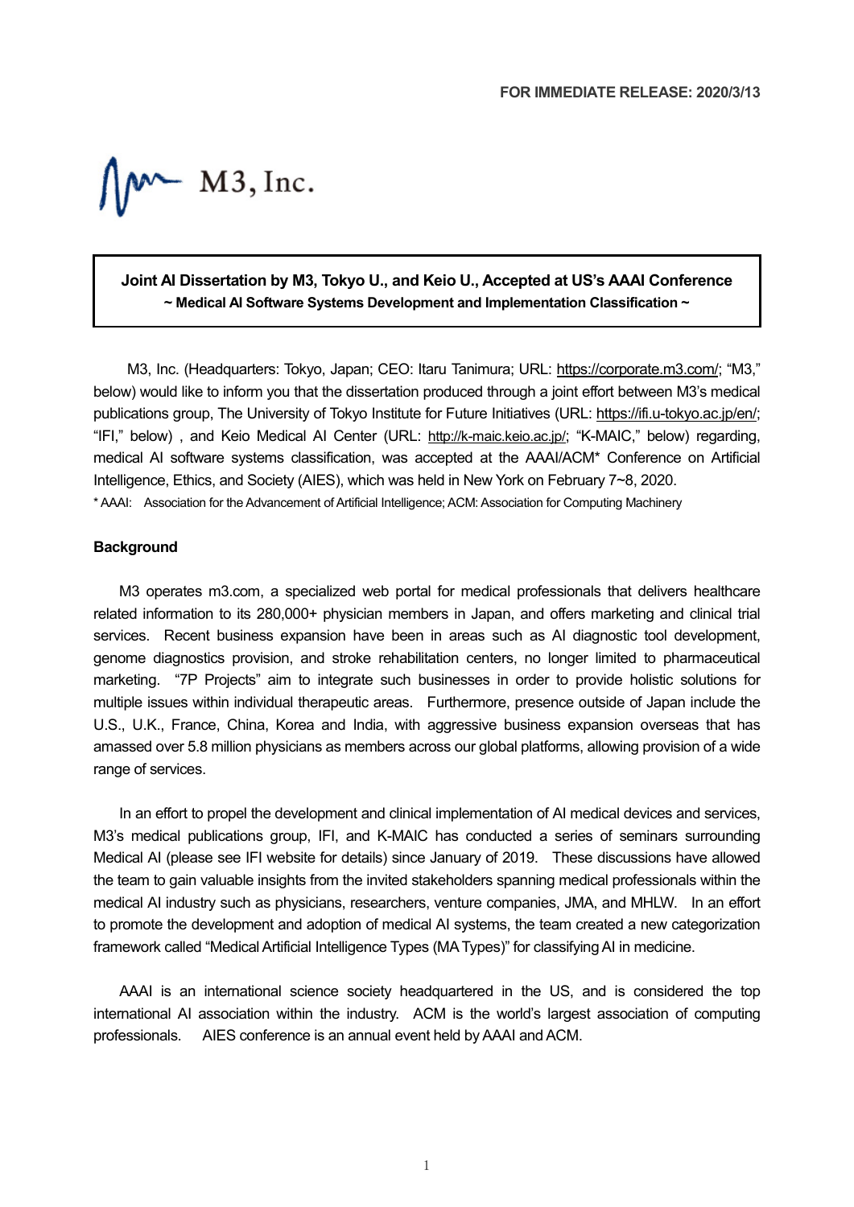**FOR IMMEDIATE RELEASE: 2020/3/13**

M3, Inc.

**Joint AI Dissertation by M3, Tokyo U., and Keio U., Accepted at US's AAAI Conference**
**~ Medical AI Software Systems Development and Implementation Classification ~**

M3, Inc. (Headquarters: Tokyo, Japan; CEO: Itaru Tanimura; URL: https://corporate.m3.com/; "M3," below) would like to inform you that the dissertation produced through a joint effort between M3's medical publications group, The University of Tokyo Institute for Future Initiatives (URL: https://ifi.u-tokyo.ac.jp/en/; "IFI," below) , and Keio Medical AI Center (URL: http://k-maic.keio.ac.jp/; "K-MAIC," below) regarding, medical AI software systems classification, was accepted at the AAAI/ACM* Conference on Artificial Intelligence, Ethics, and Society (AIES), which was held in New York on February 7~8, 2020.

* AAAI: Association for the Advancement of Artificial Intelligence; ACM: Association for Computing Machinery

**Background**

M3 operates m3.com, a specialized web portal for medical professionals that delivers healthcare related information to its 280,000+ physician members in Japan, and offers marketing and clinical trial services. Recent business expansion have been in areas such as AI diagnostic tool development, genome diagnostics provision, and stroke rehabilitation centers, no longer limited to pharmaceutical marketing. "7P Projects" aim to integrate such businesses in order to provide holistic solutions for multiple issues within individual therapeutic areas. Furthermore, presence outside of Japan include the U.S., U.K., France, China, Korea and India, with aggressive business expansion overseas that has amassed over 5.8 million physicians as members across our global platforms, allowing provision of a wide range of services.

In an effort to propel the development and clinical implementation of AI medical devices and services, M3's medical publications group, IFI, and K-MAIC has conducted a series of seminars surrounding Medical AI (please see IFI website for details) since January of 2019. These discussions have allowed the team to gain valuable insights from the invited stakeholders spanning medical professionals within the medical AI industry such as physicians, researchers, venture companies, JMA, and MHLW. In an effort to promote the development and adoption of medical AI systems, the team created a new categorization framework called "Medical Artificial Intelligence Types (MA Types)" for classifying AI in medicine.

AAAI is an international science society headquartered in the US, and is considered the top international AI association within the industry. ACM is the world's largest association of computing professionals. AIES conference is an annual event held by AAAI and ACM.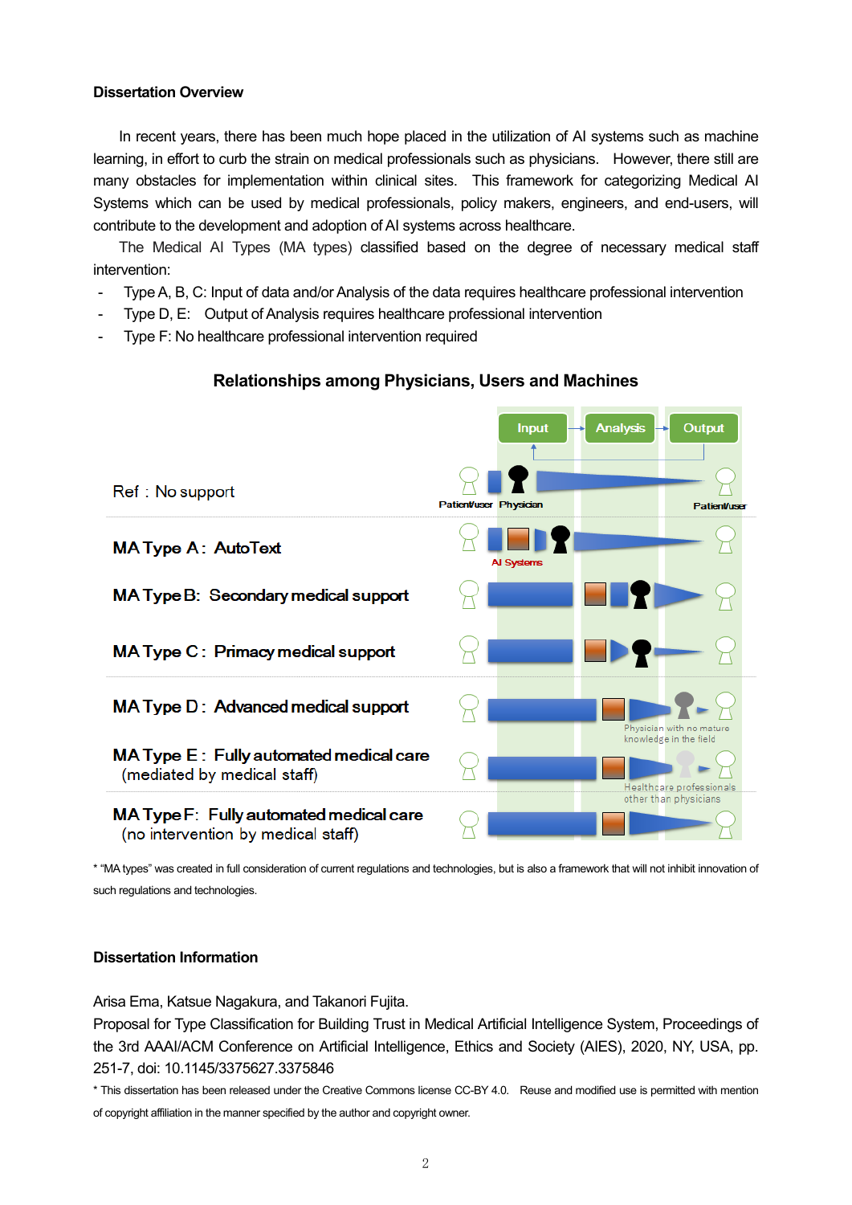## Dissertation Overview

In recent years, there has been much hope placed in the utilization of AI systems such as machine learning, in effort to curb the strain on medical professionals such as physicians. However, there still are many obstacles for implementation within clinical sites. This framework for categorizing Medical AI Systems which can be used by medical professionals, policy makers, engineers, and end-users, will contribute to the development and adoption of AI systems across healthcare.

The Medical AI Types (MA types) classified based on the degree of necessary medical staff intervention:

- Type A, B, C: Input of data and/or Analysis of the data requires healthcare professional intervention
- Type D, E: Output of Analysis requires healthcare professional intervention
- Type F: No healthcare professional intervention required

**Relationships among Physicians, Users and Machines**

Input
Analysis
Output

Ref : No support
Patient/user
Physician
Patient/user

MA Type A : AutoText
AI Systems

MA Type B: Secondary medical support

MA Type C : Primacy medical support

MA Type D : Advanced medical support
Physician with no mature knowledge in the field

MA Type E : Fully automated medical care (mediated by medical staff)
Healthcare professionals other than physicians

MA Type F: Fully automated medical care (no intervention by medical staff)

* "MA types" was created in full consideration of current regulations and technologies, but is also a framework that will not inhibit innovation of such regulations and technologies.

## Dissertation Information

Arisa Ema, Katsue Nagakura, and Takanori Fujita.
Proposal for Type Classification for Building Trust in Medical Artificial Intelligence System, Proceedings of the 3rd AAAI/ACM Conference on Artificial Intelligence, Ethics and Society (AIES), 2020, NY, USA, pp. 251-7, doi: 10.1145/3375627.3375846

* This dissertation has been released under the Creative Commons license CC-BY 4.0. Reuse and modified use is permitted with mention of copyright affiliation in the manner specified by the author and copyright owner.